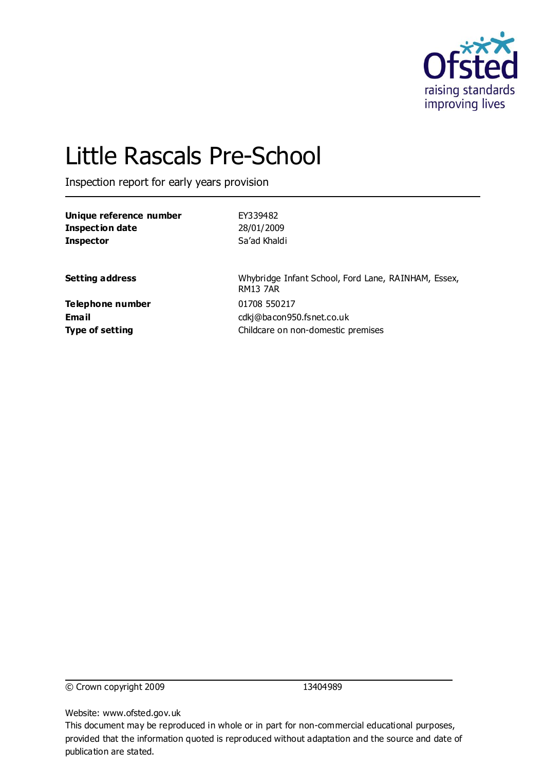Ofsted
raising standards
improving lives

# Little Rascals Pre-School

Inspection report for early years provision

| | |
|---|---|
| **Unique reference number** | EY339482 |
| **Inspection date** | 28/01/2009 |
| **Inspector** | Sa'ad Khaldi |

| | |
|---|---|
| **Setting address** | Whybridge Infant School, Ford Lane, RAINHAM, Essex, RM13 7AR |
| **Telephone number** | 01708 550217 |
| **Email** | cdkj@bacon950.fsnet.co.uk |
| **Type of setting** | Childcare on non-domestic premises |

© Crown copyright 2009 13404989

Website: www.ofsted.gov.uk

This document may be reproduced in whole or in part for non-commercial educational purposes, provided that the information quoted is reproduced without adaptation and the source and date of publication are stated.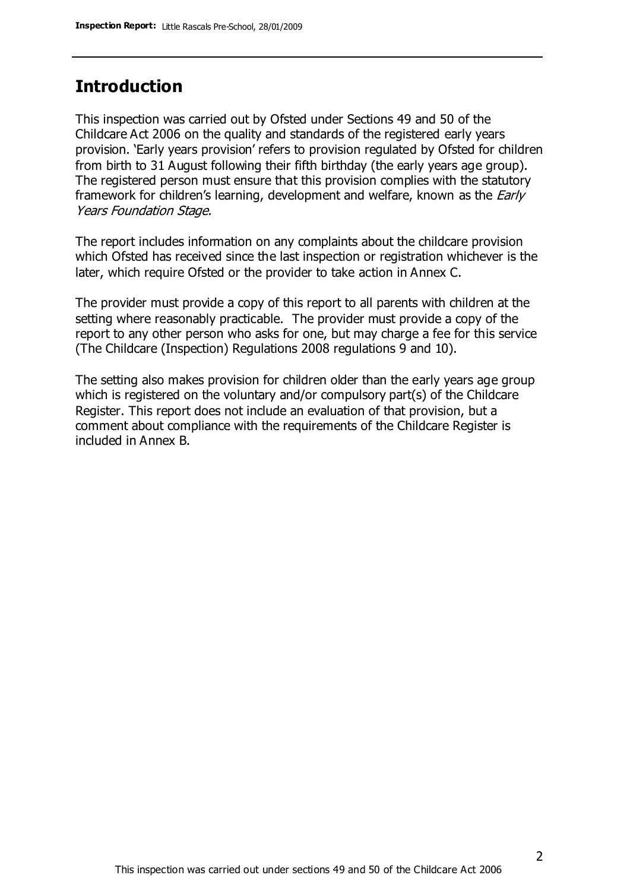## Introduction

This inspection was carried out by Ofsted under Sections 49 and 50 of the Childcare Act 2006 on the quality and standards of the registered early years provision. 'Early years provision' refers to provision regulated by Ofsted for children from birth to 31 August following their fifth birthday (the early years age group). The registered person must ensure that this provision complies with the statutory framework for children's learning, development and welfare, known as the *Early Years Foundation Stage.*

The report includes information on any complaints about the childcare provision which Ofsted has received since the last inspection or registration whichever is the later, which require Ofsted or the provider to take action in Annex C.

The provider must provide a copy of this report to all parents with children at the setting where reasonably practicable. The provider must provide a copy of the report to any other person who asks for one, but may charge a fee for this service (The Childcare (Inspection) Regulations 2008 regulations 9 and 10).

The setting also makes provision for children older than the early years age group which is registered on the voluntary and/or compulsory part(s) of the Childcare Register. This report does not include an evaluation of that provision, but a comment about compliance with the requirements of the Childcare Register is included in Annex B.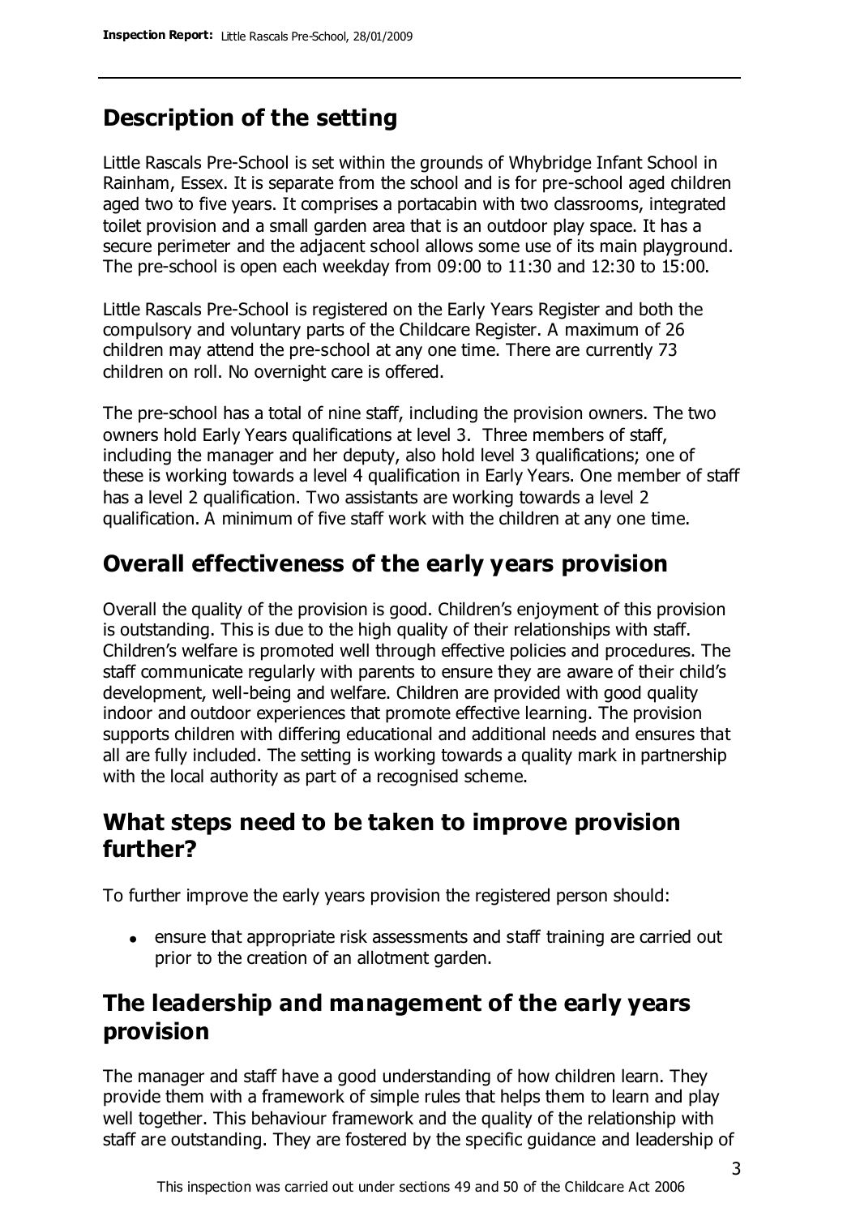## Description of the setting

Little Rascals Pre-School is set within the grounds of Whybridge Infant School in Rainham, Essex. It is separate from the school and is for pre-school aged children aged two to five years. It comprises a portacabin with two classrooms, integrated toilet provision and a small garden area that is an outdoor play space. It has a secure perimeter and the adjacent school allows some use of its main playground. The pre-school is open each weekday from 09:00 to 11:30 and 12:30 to 15:00.

Little Rascals Pre-School is registered on the Early Years Register and both the compulsory and voluntary parts of the Childcare Register. A maximum of 26 children may attend the pre-school at any one time. There are currently 73 children on roll. No overnight care is offered.

The pre-school has a total of nine staff, including the provision owners. The two owners hold Early Years qualifications at level 3. Three members of staff, including the manager and her deputy, also hold level 3 qualifications; one of these is working towards a level 4 qualification in Early Years. One member of staff has a level 2 qualification. Two assistants are working towards a level 2 qualification. A minimum of five staff work with the children at any one time.

## Overall effectiveness of the early years provision

Overall the quality of the provision is good. Children's enjoyment of this provision is outstanding. This is due to the high quality of their relationships with staff. Children's welfare is promoted well through effective policies and procedures. The staff communicate regularly with parents to ensure they are aware of their child's development, well-being and welfare. Children are provided with good quality indoor and outdoor experiences that promote effective learning. The provision supports children with differing educational and additional needs and ensures that all are fully included. The setting is working towards a quality mark in partnership with the local authority as part of a recognised scheme.

## What steps need to be taken to improve provision further?

To further improve the early years provision the registered person should:

- ensure that appropriate risk assessments and staff training are carried out prior to the creation of an allotment garden.

## The leadership and management of the early years provision

The manager and staff have a good understanding of how children learn. They provide them with a framework of simple rules that helps them to learn and play well together. This behaviour framework and the quality of the relationship with staff are outstanding. They are fostered by the specific guidance and leadership of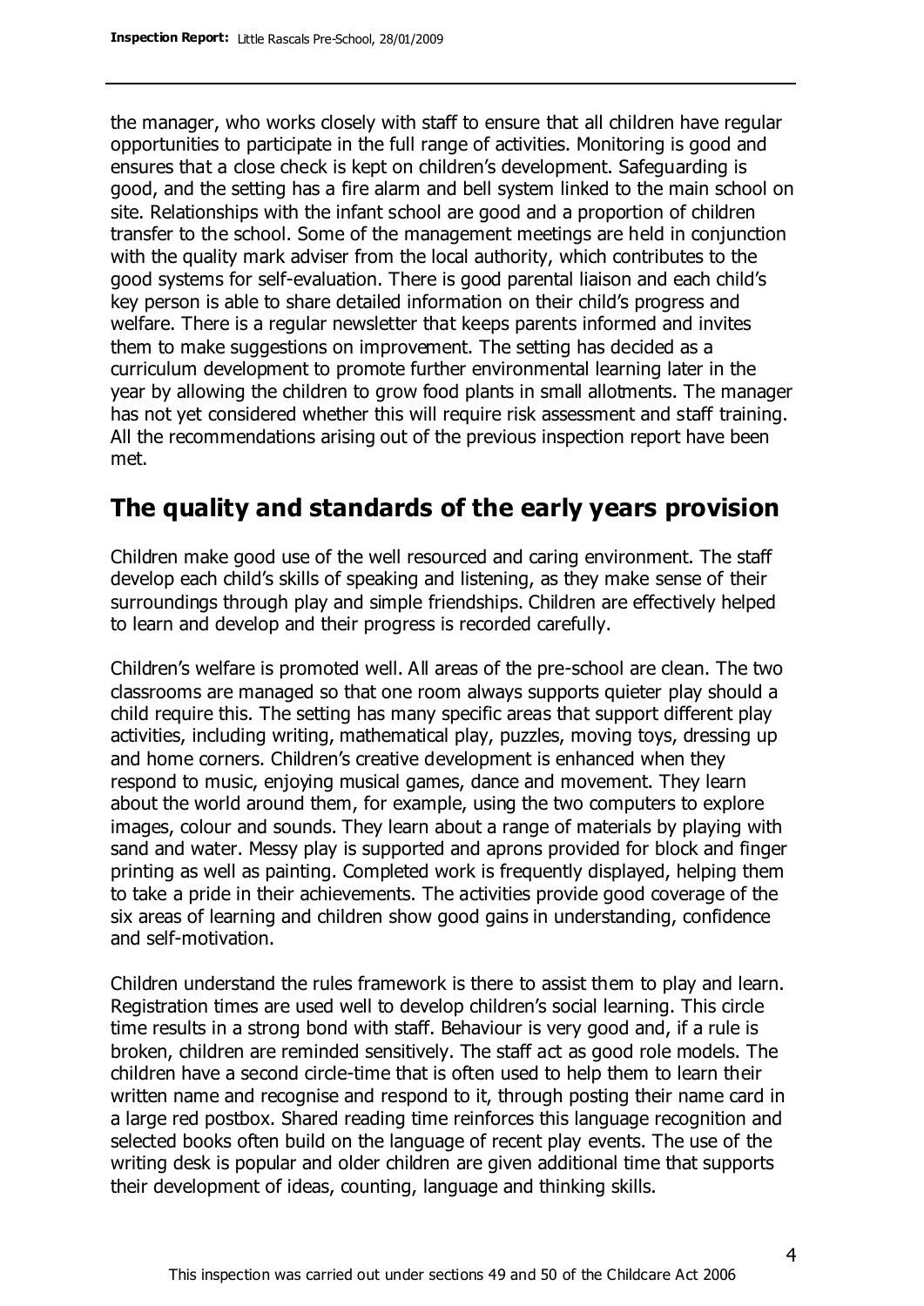the manager, who works closely with staff to ensure that all children have regular opportunities to participate in the full range of activities. Monitoring is good and ensures that a close check is kept on children's development. Safeguarding is good, and the setting has a fire alarm and bell system linked to the main school on site. Relationships with the infant school are good and a proportion of children transfer to the school. Some of the management meetings are held in conjunction with the quality mark adviser from the local authority, which contributes to the good systems for self-evaluation. There is good parental liaison and each child's key person is able to share detailed information on their child's progress and welfare. There is a regular newsletter that keeps parents informed and invites them to make suggestions on improvement. The setting has decided as a curriculum development to promote further environmental learning later in the year by allowing the children to grow food plants in small allotments. The manager has not yet considered whether this will require risk assessment and staff training. All the recommendations arising out of the previous inspection report have been met.

## The quality and standards of the early years provision

Children make good use of the well resourced and caring environment. The staff develop each child's skills of speaking and listening, as they make sense of their surroundings through play and simple friendships. Children are effectively helped to learn and develop and their progress is recorded carefully.

Children's welfare is promoted well. All areas of the pre-school are clean. The two classrooms are managed so that one room always supports quieter play should a child require this. The setting has many specific areas that support different play activities, including writing, mathematical play, puzzles, moving toys, dressing up and home corners. Children's creative development is enhanced when they respond to music, enjoying musical games, dance and movement. They learn about the world around them, for example, using the two computers to explore images, colour and sounds. They learn about a range of materials by playing with sand and water. Messy play is supported and aprons provided for block and finger printing as well as painting. Completed work is frequently displayed, helping them to take a pride in their achievements. The activities provide good coverage of the six areas of learning and children show good gains in understanding, confidence and self-motivation.

Children understand the rules framework is there to assist them to play and learn. Registration times are used well to develop children's social learning. This circle time results in a strong bond with staff. Behaviour is very good and, if a rule is broken, children are reminded sensitively. The staff act as good role models. The children have a second circle-time that is often used to help them to learn their written name and recognise and respond to it, through posting their name card in a large red postbox. Shared reading time reinforces this language recognition and selected books often build on the language of recent play events. The use of the writing desk is popular and older children are given additional time that supports their development of ideas, counting, language and thinking skills.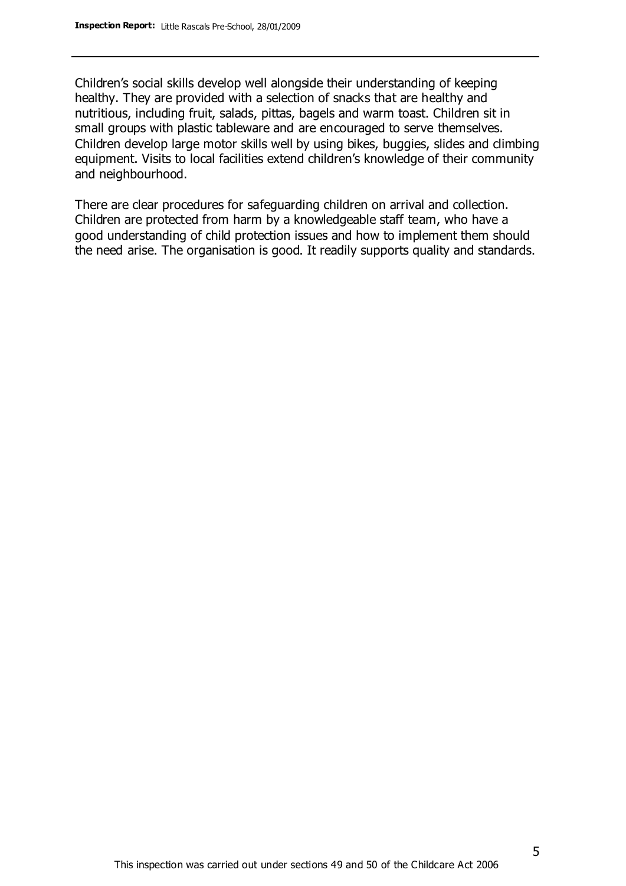Children's social skills develop well alongside their understanding of keeping healthy. They are provided with a selection of snacks that are healthy and nutritious, including fruit, salads, pittas, bagels and warm toast. Children sit in small groups with plastic tableware and are encouraged to serve themselves. Children develop large motor skills well by using bikes, buggies, slides and climbing equipment. Visits to local facilities extend children's knowledge of their community and neighbourhood.

There are clear procedures for safeguarding children on arrival and collection. Children are protected from harm by a knowledgeable staff team, who have a good understanding of child protection issues and how to implement them should the need arise. The organisation is good. It readily supports quality and standards.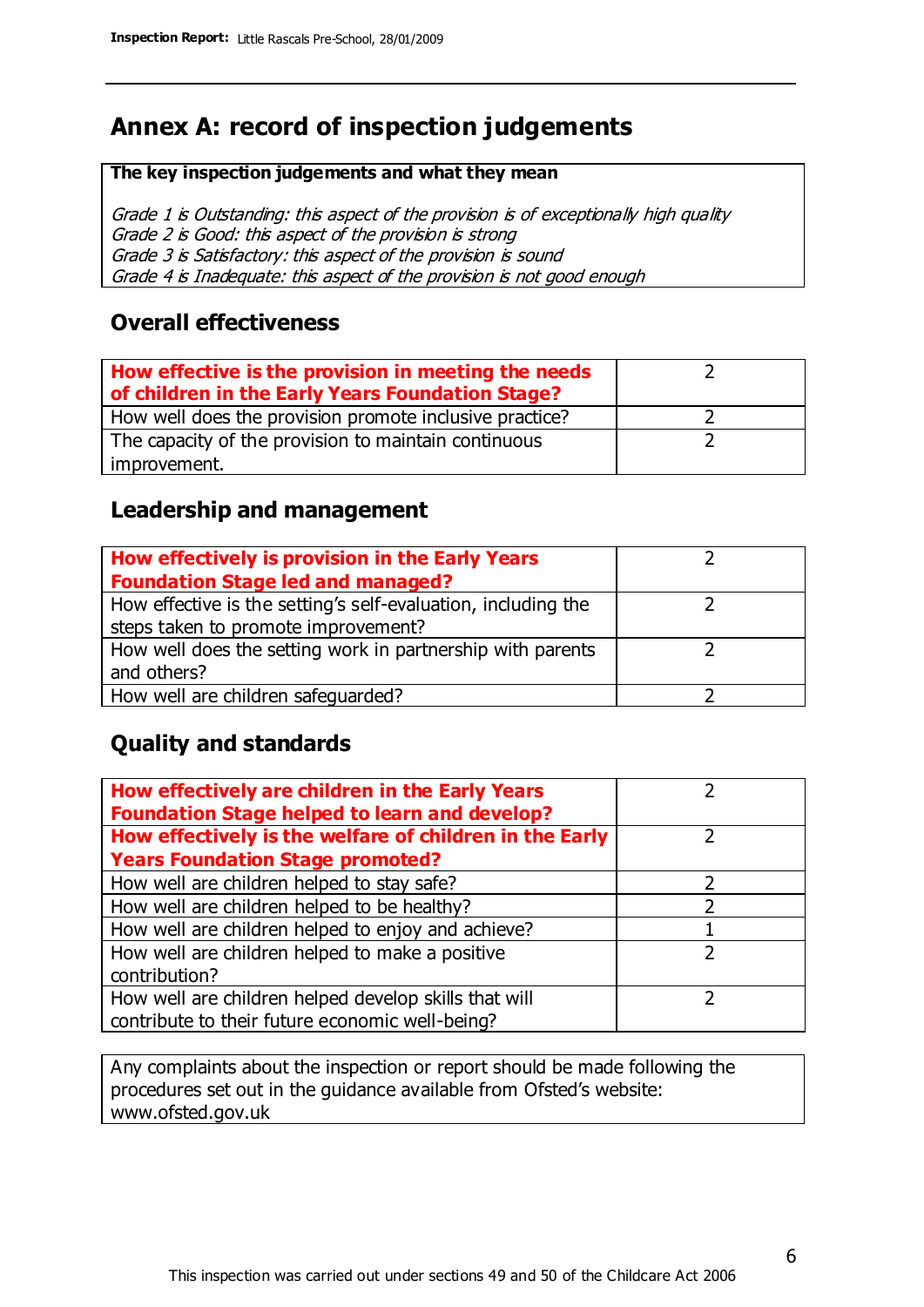## Annex A: record of inspection judgements

**The key inspection judgements and what they mean**

*Grade 1 is Outstanding: this aspect of the provision is of exceptionally high quality*
*Grade 2 is Good: this aspect of the provision is strong*
*Grade 3 is Satisfactory: this aspect of the provision is sound*
*Grade 4 is Inadequate: this aspect of the provision is not good enough*

### Overall effectiveness

| | |
|---|---|
| **How effective is the provision in meeting the needs of children in the Early Years Foundation Stage?** | 2 |
| How well does the provision promote inclusive practice? | 2 |
| The capacity of the provision to maintain continuous improvement. | 2 |

### Leadership and management

| | |
|---|---|
| **How effectively is provision in the Early Years Foundation Stage led and managed?** | 2 |
| How effective is the setting's self-evaluation, including the steps taken to promote improvement? | 2 |
| How well does the setting work in partnership with parents and others? | 2 |
| How well are children safeguarded? | 2 |

### Quality and standards

| | |
|---|---|
| **How effectively are children in the Early Years Foundation Stage helped to learn and develop?** | 2 |
| **How effectively is the welfare of children in the Early Years Foundation Stage promoted?** | 2 |
| How well are children helped to stay safe? | 2 |
| How well are children helped to be healthy? | 2 |
| How well are children helped to enjoy and achieve? | 1 |
| How well are children helped to make a positive contribution? | 2 |
| How well are children helped develop skills that will contribute to their future economic well-being? | 2 |

Any complaints about the inspection or report should be made following the procedures set out in the guidance available from Ofsted's website: www.ofsted.gov.uk

This inspection was carried out under sections 49 and 50 of the Childcare Act 2006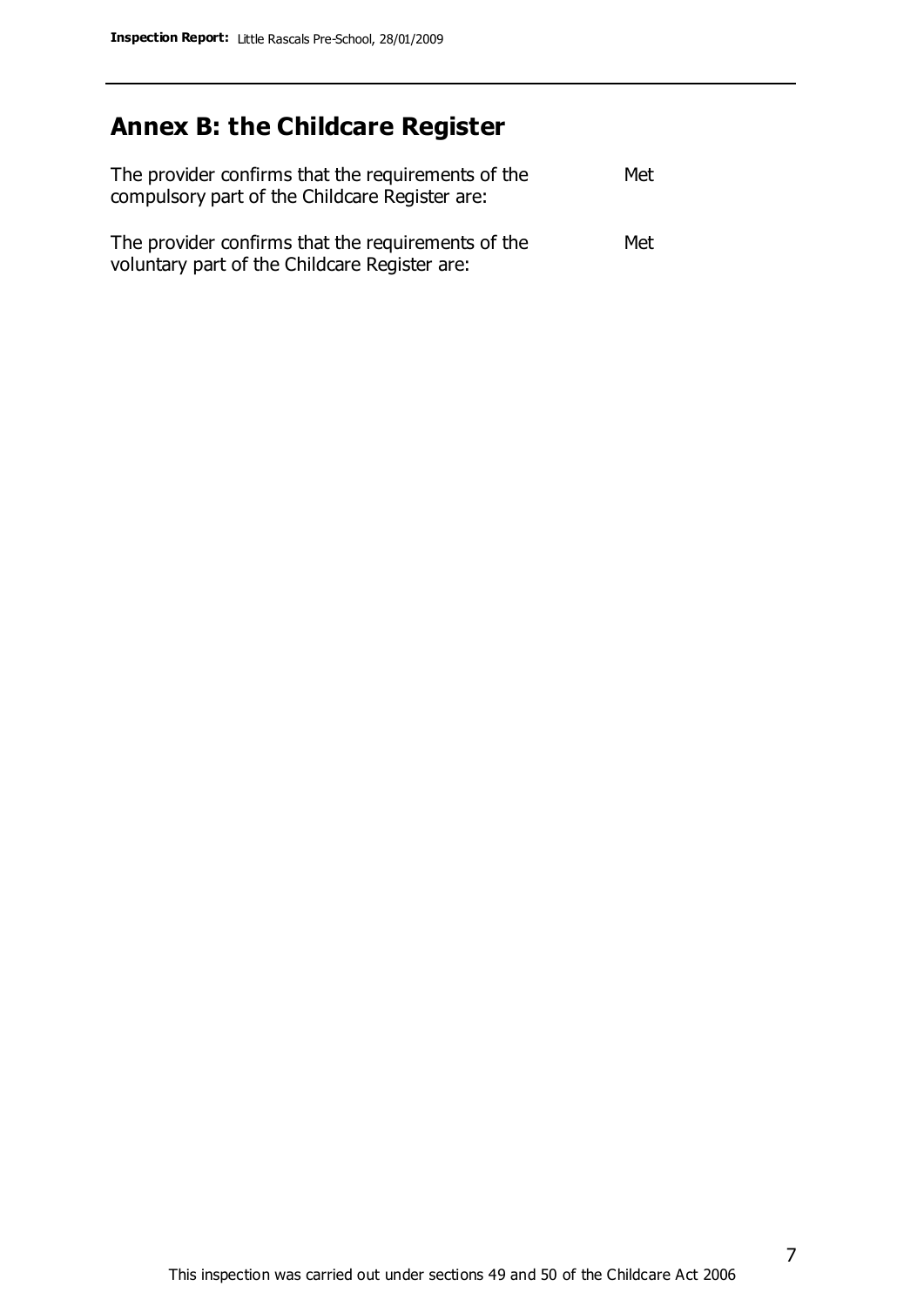## Annex B: the Childcare Register

| | |
|---|---|
| The provider confirms that the requirements of the compulsory part of the Childcare Register are: | Met |
| The provider confirms that the requirements of the voluntary part of the Childcare Register are: | Met |

This inspection was carried out under sections 49 and 50 of the Childcare Act 2006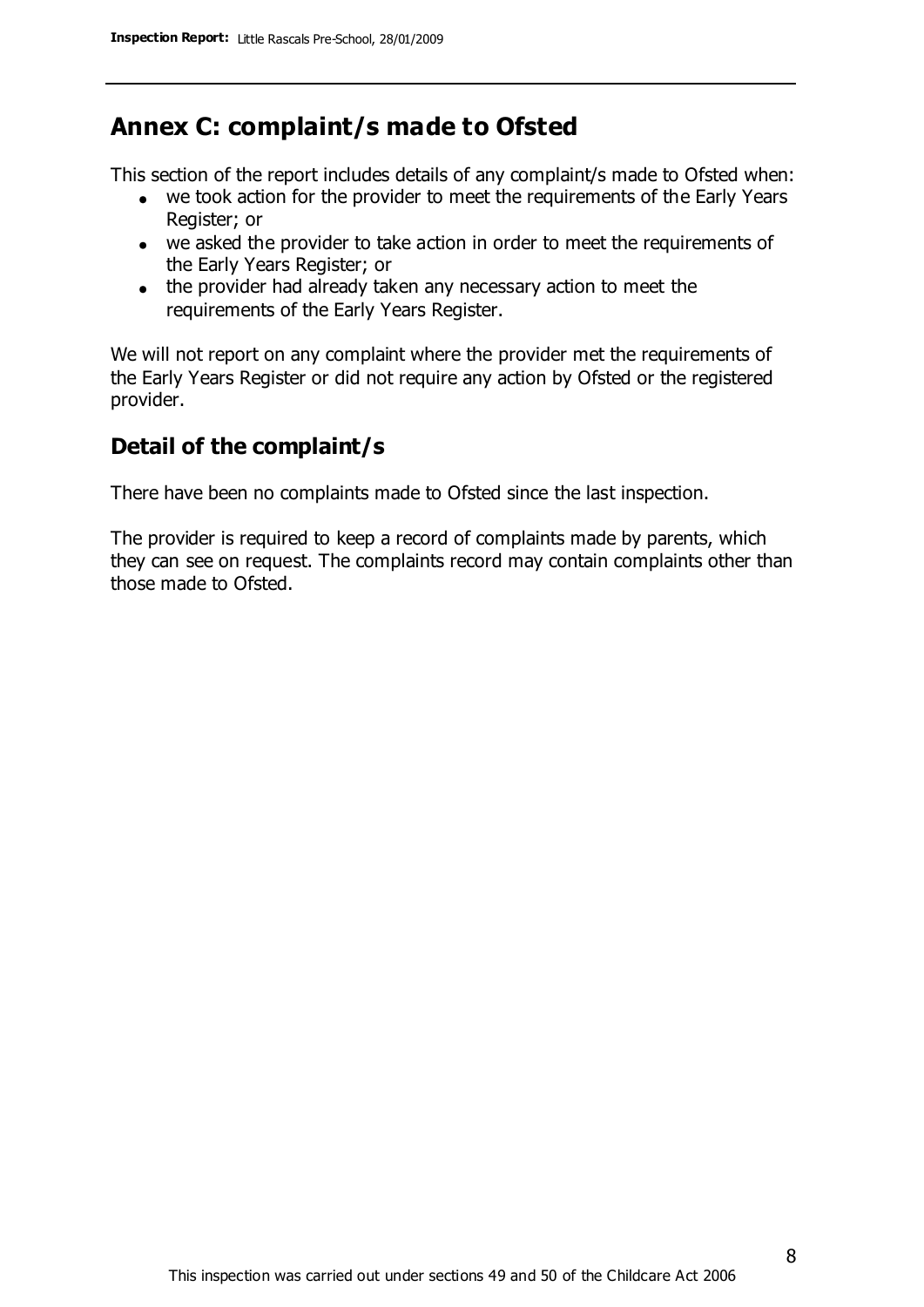## Annex C: complaint/s made to Ofsted

This section of the report includes details of any complaint/s made to Ofsted when:

- we took action for the provider to meet the requirements of the Early Years Register; or
- we asked the provider to take action in order to meet the requirements of the Early Years Register; or
- the provider had already taken any necessary action to meet the requirements of the Early Years Register.

We will not report on any complaint where the provider met the requirements of the Early Years Register or did not require any action by Ofsted or the registered provider.

### Detail of the complaint/s

There have been no complaints made to Ofsted since the last inspection.

The provider is required to keep a record of complaints made by parents, which they can see on request. The complaints record may contain complaints other than those made to Ofsted.